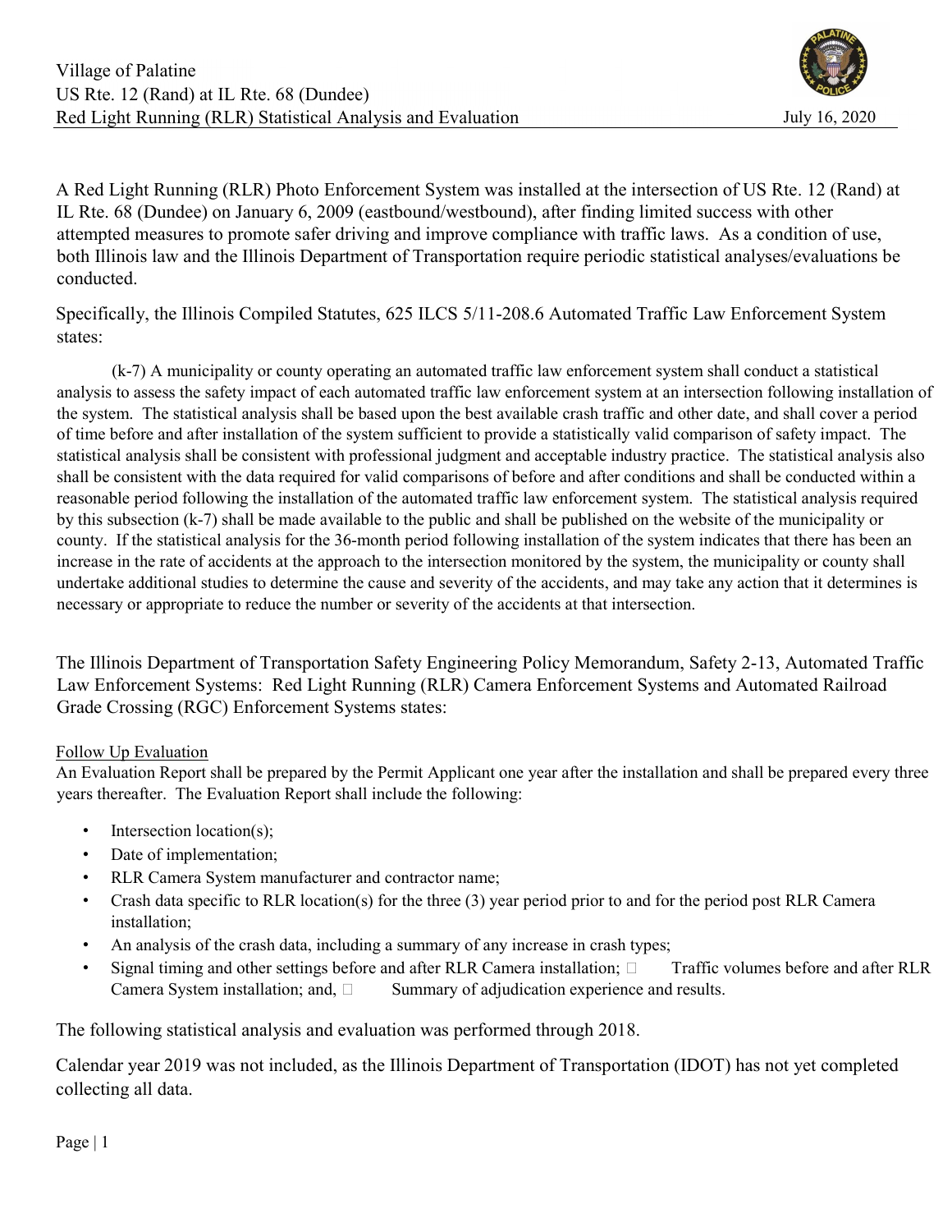Village of Palatine
US Rte. 12 (Rand) at IL Rte. 68 (Dundee)
Red Light Running (RLR) Statistical Analysis and Evaluation — July 16, 2020

A Red Light Running (RLR) Photo Enforcement System was installed at the intersection of US Rte. 12 (Rand) at IL Rte. 68 (Dundee) on January 6, 2009 (eastbound/westbound), after finding limited success with other attempted measures to promote safer driving and improve compliance with traffic laws. As a condition of use, both Illinois law and the Illinois Department of Transportation require periodic statistical analyses/evaluations be conducted.

Specifically, the Illinois Compiled Statutes, 625 ILCS 5/11-208.6 Automated Traffic Law Enforcement System states:

> (k-7) A municipality or county operating an automated traffic law enforcement system shall conduct a statistical analysis to assess the safety impact of each automated traffic law enforcement system at an intersection following installation of the system. The statistical analysis shall be based upon the best available crash traffic and other date, and shall cover a period of time before and after installation of the system sufficient to provide a statistically valid comparison of safety impact. The statistical analysis shall be consistent with professional judgment and acceptable industry practice. The statistical analysis also shall be consistent with the data required for valid comparisons of before and after conditions and shall be conducted within a reasonable period following the installation of the automated traffic law enforcement system. The statistical analysis required by this subsection (k-7) shall be made available to the public and shall be published on the website of the municipality or county. If the statistical analysis for the 36-month period following installation of the system indicates that there has been an increase in the rate of accidents at the approach to the intersection monitored by the system, the municipality or county shall undertake additional studies to determine the cause and severity of the accidents, and may take any action that it determines is necessary or appropriate to reduce the number or severity of the accidents at that intersection.

The Illinois Department of Transportation Safety Engineering Policy Memorandum, Safety 2-13, Automated Traffic Law Enforcement Systems: Red Light Running (RLR) Camera Enforcement Systems and Automated Railroad Grade Crossing (RGC) Enforcement Systems states:

<u>Follow Up Evaluation</u>
An Evaluation Report shall be prepared by the Permit Applicant one year after the installation and shall be prepared every three years thereafter. The Evaluation Report shall include the following:

- Intersection location(s);
- Date of implementation;
- RLR Camera System manufacturer and contractor name;
- Crash data specific to RLR location(s) for the three (3) year period prior to and for the period post RLR Camera installation;
- An analysis of the crash data, including a summary of any increase in crash types;
- Signal timing and other settings before and after RLR Camera installation;
- Traffic volumes before and after RLR Camera System installation; and,
- Summary of adjudication experience and results.

The following statistical analysis and evaluation was performed through 2018.

Calendar year 2019 was not included, as the Illinois Department of Transportation (IDOT) has not yet completed collecting all data.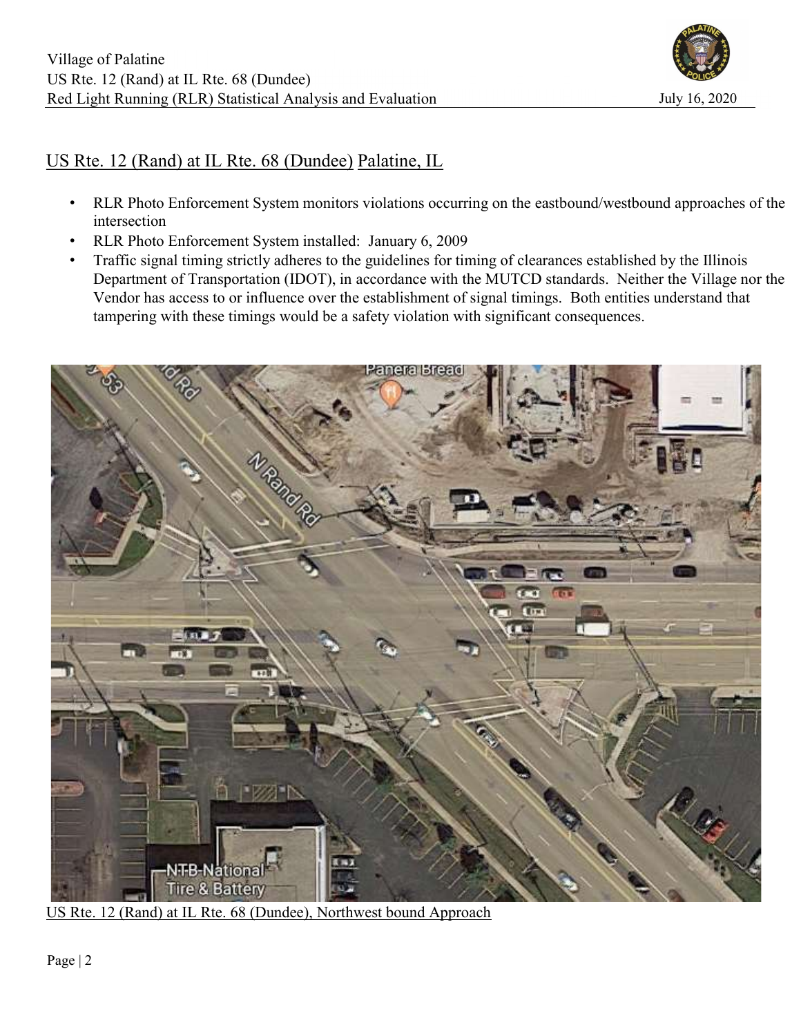## US Rte. 12 (Rand) at IL Rte. 68 (Dundee) Palatine, IL

- RLR Photo Enforcement System monitors violations occurring on the eastbound/westbound approaches of the intersection
- RLR Photo Enforcement System installed: January 6, 2009
- Traffic signal timing strictly adheres to the guidelines for timing of clearances established by the Illinois Department of Transportation (IDOT), in accordance with the MUTCD standards. Neither the Village nor the Vendor has access to or influence over the establishment of signal timings. Both entities understand that tampering with these timings would be a safety violation with significant consequences.

US Rte. 12 (Rand) at IL Rte. 68 (Dundee), Northwest bound Approach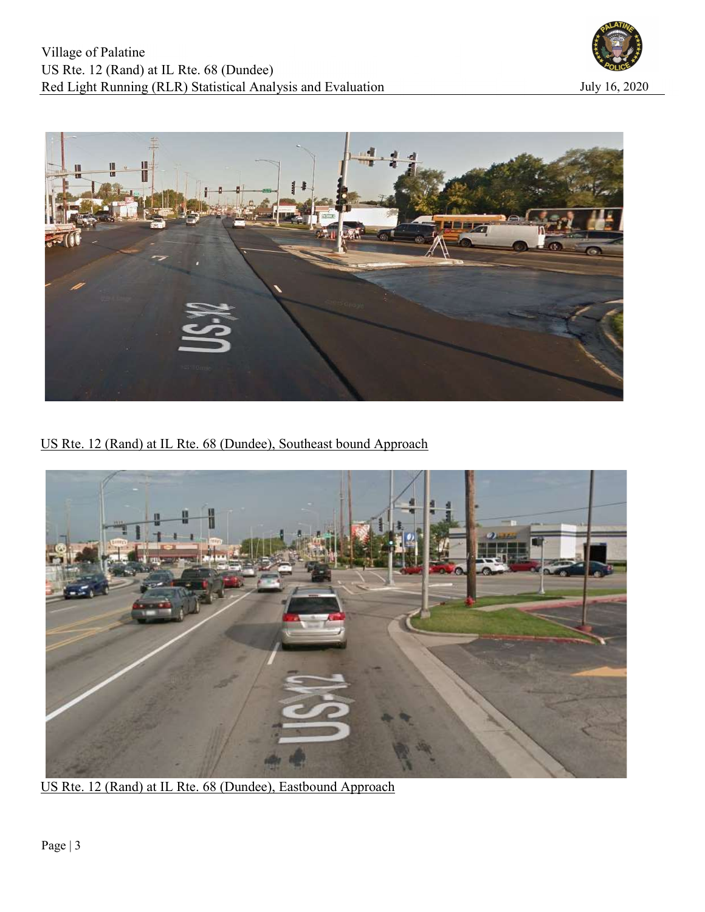US Rte. 12 (Rand) at IL Rte. 68 (Dundee), Southeast bound Approach

US Rte. 12 (Rand) at IL Rte. 68 (Dundee), Eastbound Approach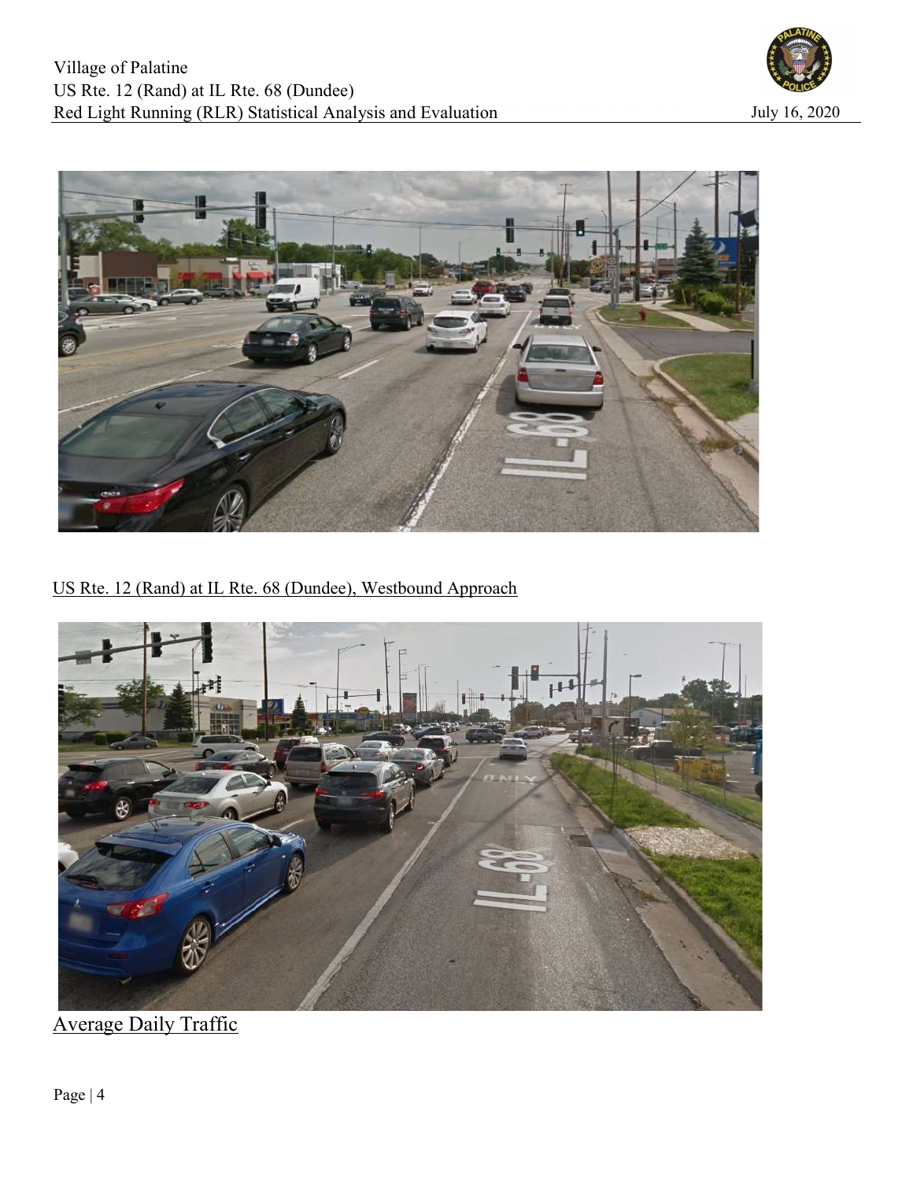US Rte. 12 (Rand) at IL Rte. 68 (Dundee), Westbound Approach

## Average Daily Traffic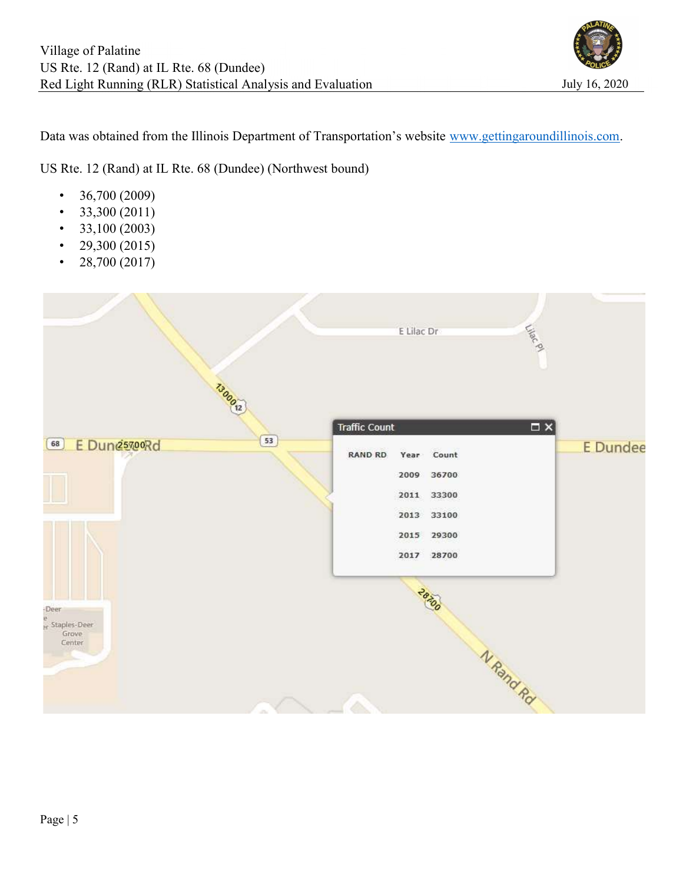Data was obtained from the Illinois Department of Transportation's website www.gettingaroundillinois.com.

US Rte. 12 (Rand) at IL Rte. 68 (Dundee) (Northwest bound)

- 36,700 (2009)
- 33,300 (2011)
- 33,100 (2003)
- 29,300 (2015)
- 28,700 (2017)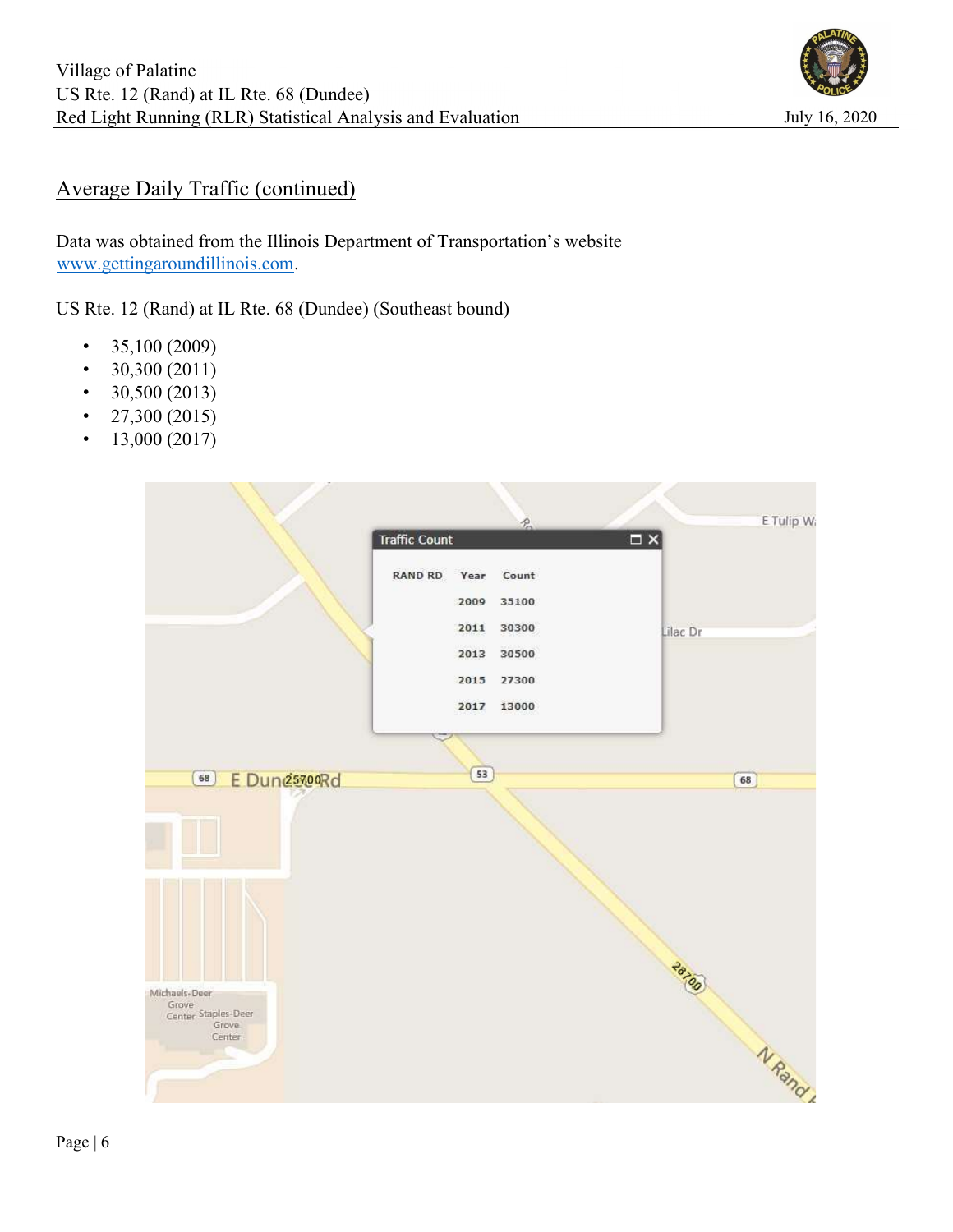## Average Daily Traffic (continued)

Data was obtained from the Illinois Department of Transportation's website www.gettingaroundillinois.com.

US Rte. 12 (Rand) at IL Rte. 68 (Dundee) (Southeast bound)

- 35,100 (2009)
- 30,300 (2011)
- 30,500 (2013)
- 27,300 (2015)
- 13,000 (2017)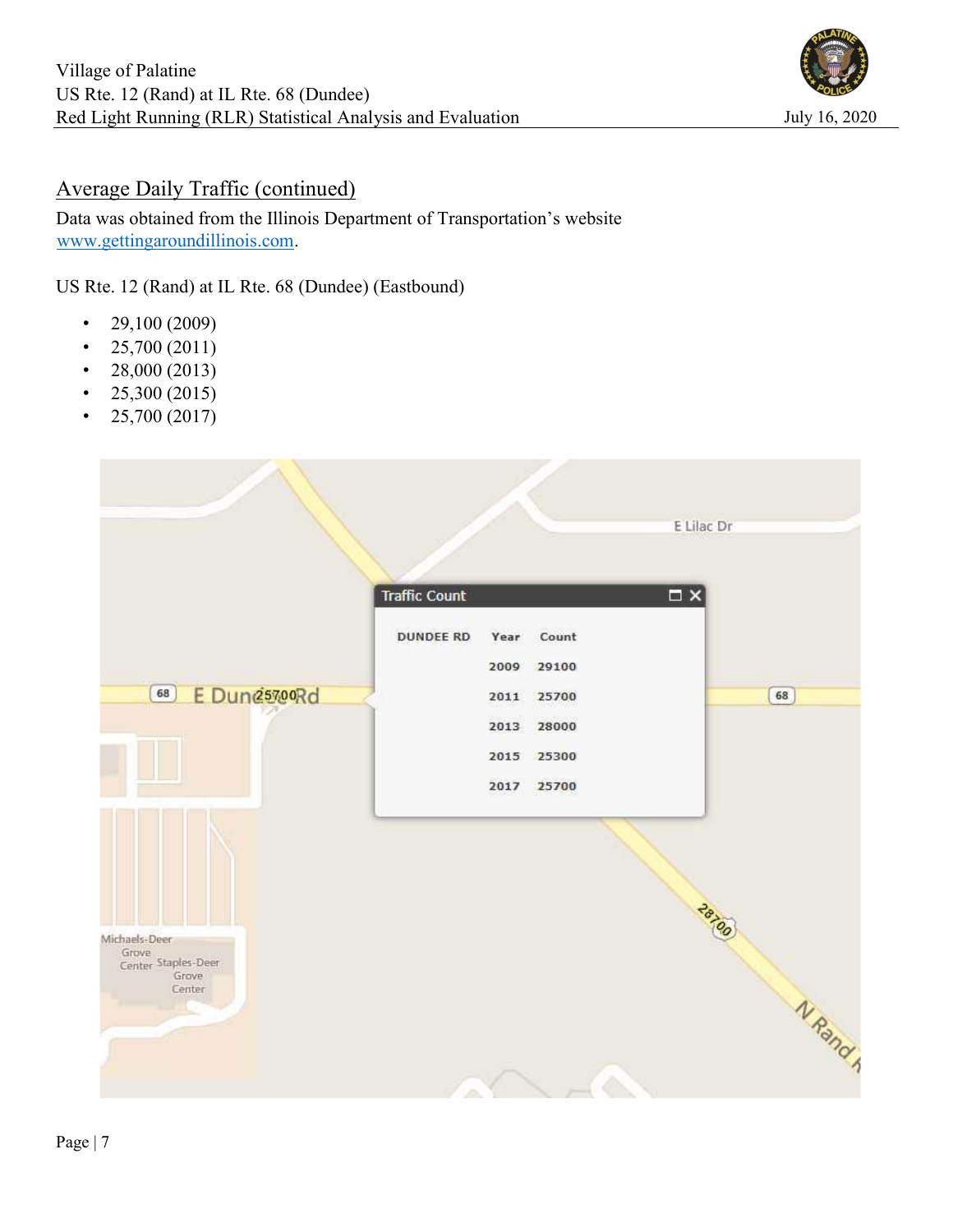## Average Daily Traffic (continued)

Data was obtained from the Illinois Department of Transportation's website www.gettingaroundillinois.com.

US Rte. 12 (Rand) at IL Rte. 68 (Dundee) (Eastbound)

- 29,100 (2009)
- 25,700 (2011)
- 28,000 (2013)
- 25,300 (2015)
- 25,700 (2017)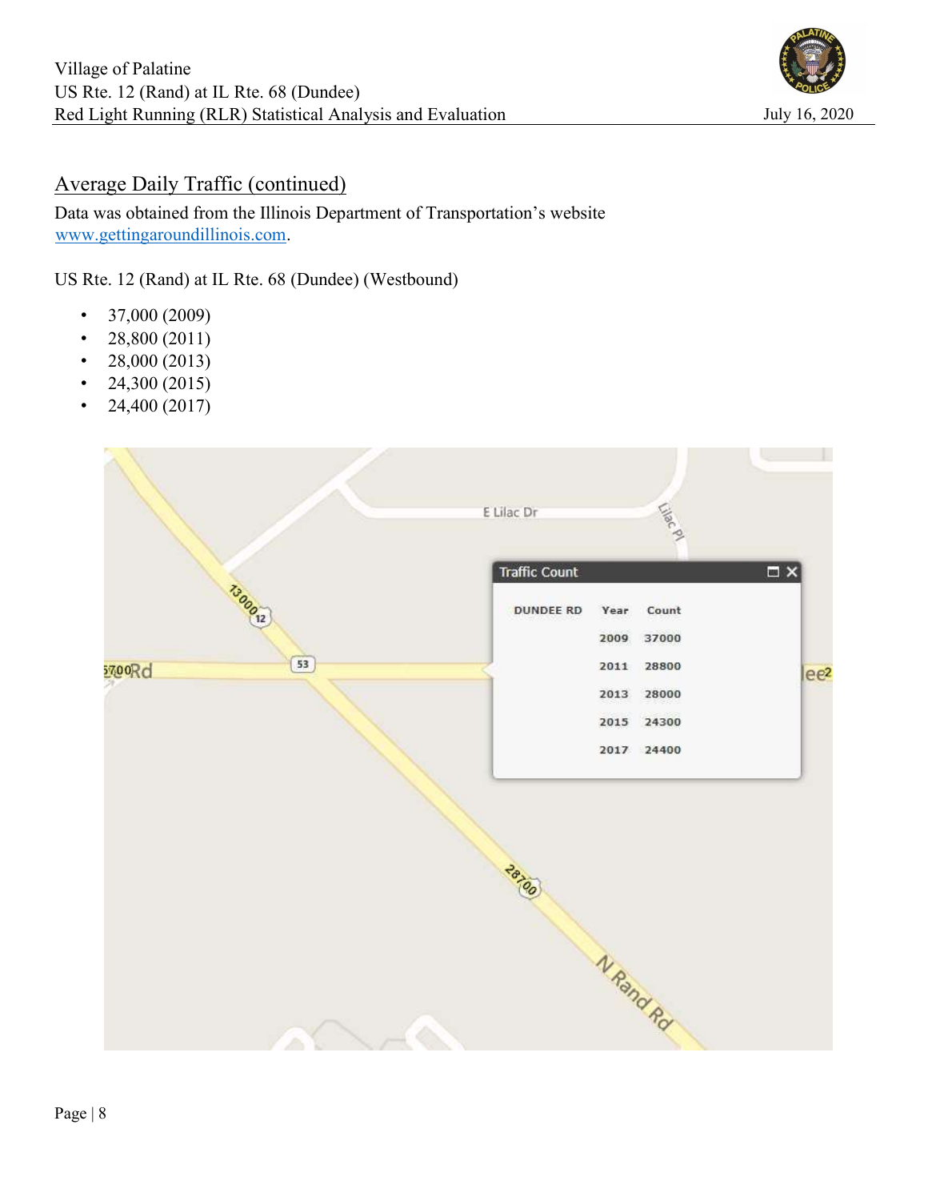## Average Daily Traffic (continued)

Data was obtained from the Illinois Department of Transportation's website [www.gettingaroundillinois.com](http://www.gettingaroundillinois.com).

US Rte. 12 (Rand) at IL Rte. 68 (Dundee) (Westbound)

- 37,000 (2009)
- 28,800 (2011)
- 28,000 (2013)
- 24,300 (2015)
- 24,400 (2017)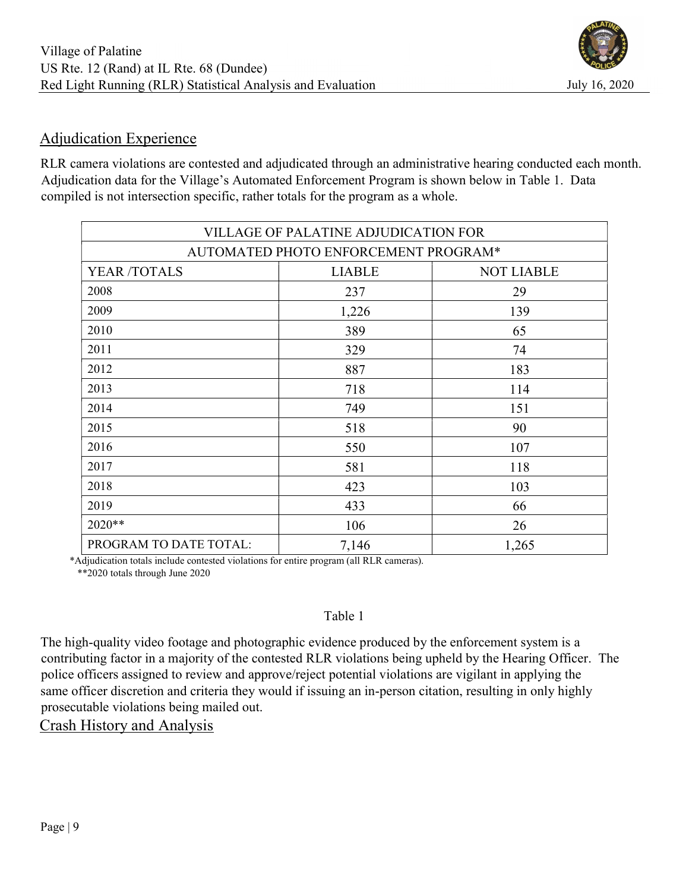## Adjudication Experience

RLR camera violations are contested and adjudicated through an administrative hearing conducted each month. Adjudication data for the Village's Automated Enforcement Program is shown below in Table 1. Data compiled is not intersection specific, rather totals for the program as a whole.

| VILLAGE OF PALATINE ADJUDICATION FOR AUTOMATED PHOTO ENFORCEMENT PROGRAM* | | |
|---|---|---|
| YEAR /TOTALS | LIABLE | NOT LIABLE |
| 2008 | 237 | 29 |
| 2009 | 1,226 | 139 |
| 2010 | 389 | 65 |
| 2011 | 329 | 74 |
| 2012 | 887 | 183 |
| 2013 | 718 | 114 |
| 2014 | 749 | 151 |
| 2015 | 518 | 90 |
| 2016 | 550 | 107 |
| 2017 | 581 | 118 |
| 2018 | 423 | 103 |
| 2019 | 433 | 66 |
| 2020** | 106 | 26 |
| PROGRAM TO DATE TOTAL: | 7,146 | 1,265 |

*Adjudication totals include contested violations for entire program (all RLR cameras).

**2020 totals through June 2020

Table 1

The high-quality video footage and photographic evidence produced by the enforcement system is a contributing factor in a majority of the contested RLR violations being upheld by the Hearing Officer. The police officers assigned to review and approve/reject potential violations are vigilant in applying the same officer discretion and criteria they would if issuing an in-person citation, resulting in only highly prosecutable violations being mailed out.

## Crash History and Analysis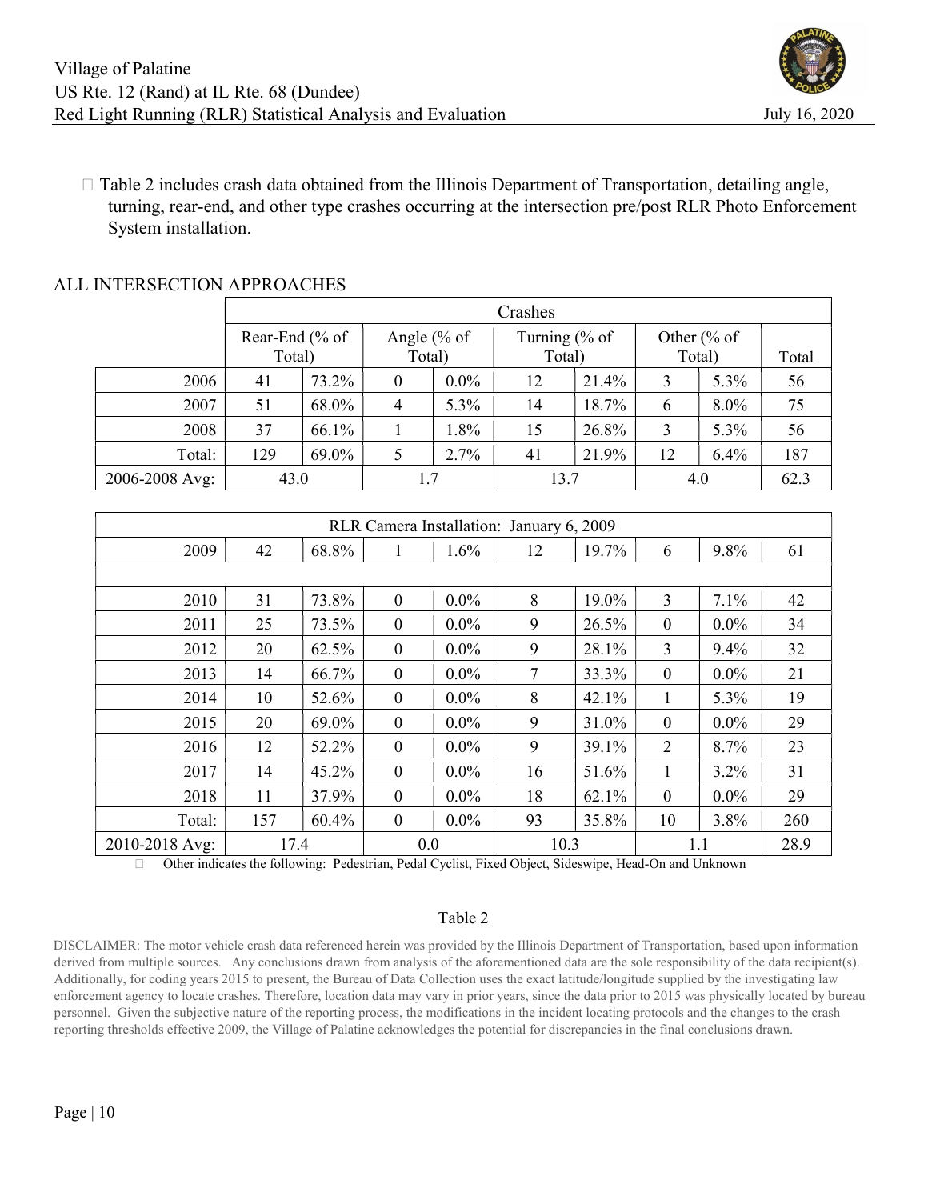- Table 2 includes crash data obtained from the Illinois Department of Transportation, detailing angle, turning, rear-end, and other type crashes occurring at the intersection pre/post RLR Photo Enforcement System installation.

ALL INTERSECTION APPROACHES

| | Crashes | | | | | | | | |
|---|---|---|---|---|---|---|---|---|---|
| | Rear-End (% of Total) | | Angle (% of Total) | | Turning (% of Total) | | Other (% of Total) | | Total |
| 2006 | 41 | 73.2% | 0 | 0.0% | 12 | 21.4% | 3 | 5.3% | 56 |
| 2007 | 51 | 68.0% | 4 | 5.3% | 14 | 18.7% | 6 | 8.0% | 75 |
| 2008 | 37 | 66.1% | 1 | 1.8% | 15 | 26.8% | 3 | 5.3% | 56 |
| Total: | 129 | 69.0% | 5 | 2.7% | 41 | 21.9% | 12 | 6.4% | 187 |
| 2006-2008 Avg: | 43.0 | | 1.7 | | 13.7 | | 4.0 | | 62.3 |

| RLR Camera Installation: January 6, 2009 | | | | | | | | | |
|---|---|---|---|---|---|---|---|---|---|
| 2009 | 42 | 68.8% | 1 | 1.6% | 12 | 19.7% | 6 | 9.8% | 61 |
| | | | | | | | | | |
| 2010 | 31 | 73.8% | 0 | 0.0% | 8 | 19.0% | 3 | 7.1% | 42 |
| 2011 | 25 | 73.5% | 0 | 0.0% | 9 | 26.5% | 0 | 0.0% | 34 |
| 2012 | 20 | 62.5% | 0 | 0.0% | 9 | 28.1% | 3 | 9.4% | 32 |
| 2013 | 14 | 66.7% | 0 | 0.0% | 7 | 33.3% | 0 | 0.0% | 21 |
| 2014 | 10 | 52.6% | 0 | 0.0% | 8 | 42.1% | 1 | 5.3% | 19 |
| 2015 | 20 | 69.0% | 0 | 0.0% | 9 | 31.0% | 0 | 0.0% | 29 |
| 2016 | 12 | 52.2% | 0 | 0.0% | 9 | 39.1% | 2 | 8.7% | 23 |
| 2017 | 14 | 45.2% | 0 | 0.0% | 16 | 51.6% | 1 | 3.2% | 31 |
| 2018 | 11 | 37.9% | 0 | 0.0% | 18 | 62.1% | 0 | 0.0% | 29 |
| Total: | 157 | 60.4% | 0 | 0.0% | 93 | 35.8% | 10 | 3.8% | 260 |
| 2010-2018 Avg: | 17.4 | | 0.0 | | 10.3 | | 1.1 | | 28.9 |

- Other indicates the following: Pedestrian, Pedal Cyclist, Fixed Object, Sideswipe, Head-On and Unknown

Table 2

DISCLAIMER: The motor vehicle crash data referenced herein was provided by the Illinois Department of Transportation, based upon information derived from multiple sources. Any conclusions drawn from analysis of the aforementioned data are the sole responsibility of the data recipient(s). Additionally, for coding years 2015 to present, the Bureau of Data Collection uses the exact latitude/longitude supplied by the investigating law enforcement agency to locate crashes. Therefore, location data may vary in prior years, since the data prior to 2015 was physically located by bureau personnel. Given the subjective nature of the reporting process, the modifications in the incident locating protocols and the changes to the crash reporting thresholds effective 2009, the Village of Palatine acknowledges the potential for discrepancies in the final conclusions drawn.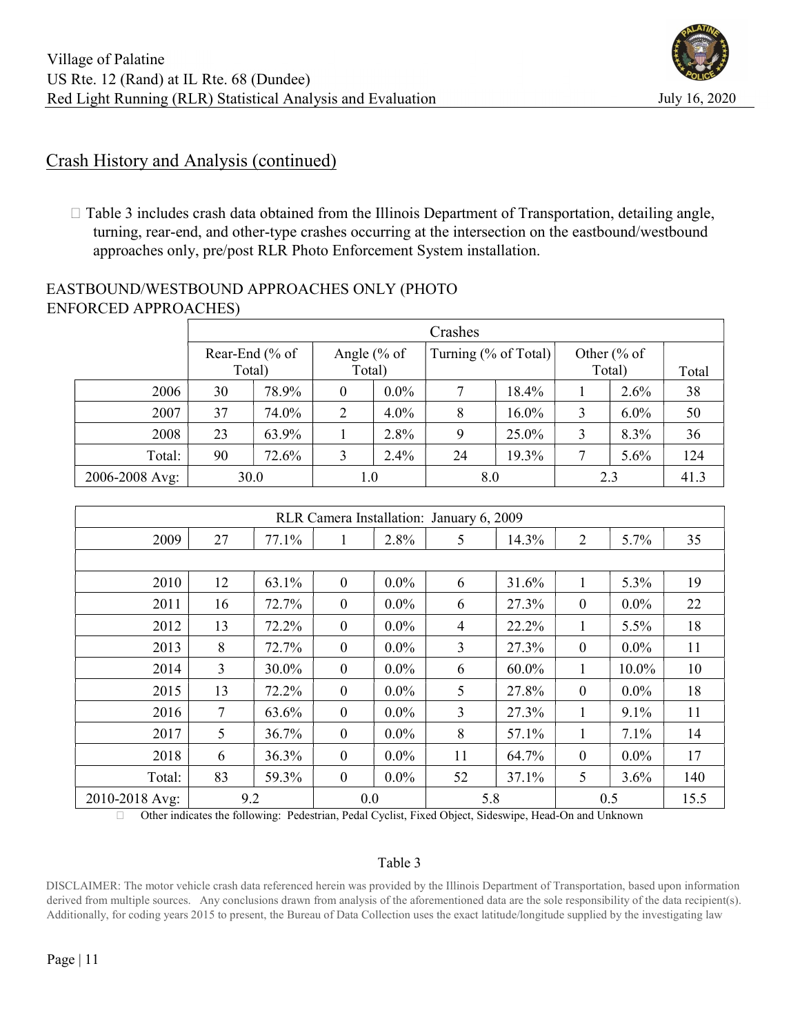## Crash History and Analysis (continued)

- Table 3 includes crash data obtained from the Illinois Department of Transportation, detailing angle, turning, rear-end, and other-type crashes occurring at the intersection on the eastbound/westbound approaches only, pre/post RLR Photo Enforcement System installation.

EASTBOUND/WESTBOUND APPROACHES ONLY (PHOTO ENFORCED APPROACHES)

| | Crashes | | | | | | | | |
|---|---|---|---|---|---|---|---|---|---|
| | Rear-End (% of Total) | | Angle (% of Total) | | Turning (% of Total) | | Other (% of Total) | | Total |
| 2006 | 30 | 78.9% | 0 | 0.0% | 7 | 18.4% | 1 | 2.6% | 38 |
| 2007 | 37 | 74.0% | 2 | 4.0% | 8 | 16.0% | 3 | 6.0% | 50 |
| 2008 | 23 | 63.9% | 1 | 2.8% | 9 | 25.0% | 3 | 8.3% | 36 |
| Total: | 90 | 72.6% | 3 | 2.4% | 24 | 19.3% | 7 | 5.6% | 124 |
| 2006-2008 Avg: | 30.0 | | 1.0 | | 8.0 | | 2.3 | | 41.3 |

| RLR Camera Installation: January 6, 2009 | | | | | | | | | |
|---|---|---|---|---|---|---|---|---|---|
| 2009 | 27 | 77.1% | 1 | 2.8% | 5 | 14.3% | 2 | 5.7% | 35 |
| | | | | | | | | | |
| 2010 | 12 | 63.1% | 0 | 0.0% | 6 | 31.6% | 1 | 5.3% | 19 |
| 2011 | 16 | 72.7% | 0 | 0.0% | 6 | 27.3% | 0 | 0.0% | 22 |
| 2012 | 13 | 72.2% | 0 | 0.0% | 4 | 22.2% | 1 | 5.5% | 18 |
| 2013 | 8 | 72.7% | 0 | 0.0% | 3 | 27.3% | 0 | 0.0% | 11 |
| 2014 | 3 | 30.0% | 0 | 0.0% | 6 | 60.0% | 1 | 10.0% | 10 |
| 2015 | 13 | 72.2% | 0 | 0.0% | 5 | 27.8% | 0 | 0.0% | 18 |
| 2016 | 7 | 63.6% | 0 | 0.0% | 3 | 27.3% | 1 | 9.1% | 11 |
| 2017 | 5 | 36.7% | 0 | 0.0% | 8 | 57.1% | 1 | 7.1% | 14 |
| 2018 | 6 | 36.3% | 0 | 0.0% | 11 | 64.7% | 0 | 0.0% | 17 |
| Total: | 83 | 59.3% | 0 | 0.0% | 52 | 37.1% | 5 | 3.6% | 140 |
| 2010-2018 Avg: | 9.2 | | 0.0 | | 5.8 | | 0.5 | | 15.5 |

- Other indicates the following: Pedestrian, Pedal Cyclist, Fixed Object, Sideswipe, Head-On and Unknown

Table 3

DISCLAIMER: The motor vehicle crash data referenced herein was provided by the Illinois Department of Transportation, based upon information derived from multiple sources. Any conclusions drawn from analysis of the aforementioned data are the sole responsibility of the data recipient(s). Additionally, for coding years 2015 to present, the Bureau of Data Collection uses the exact latitude/longitude supplied by the investigating law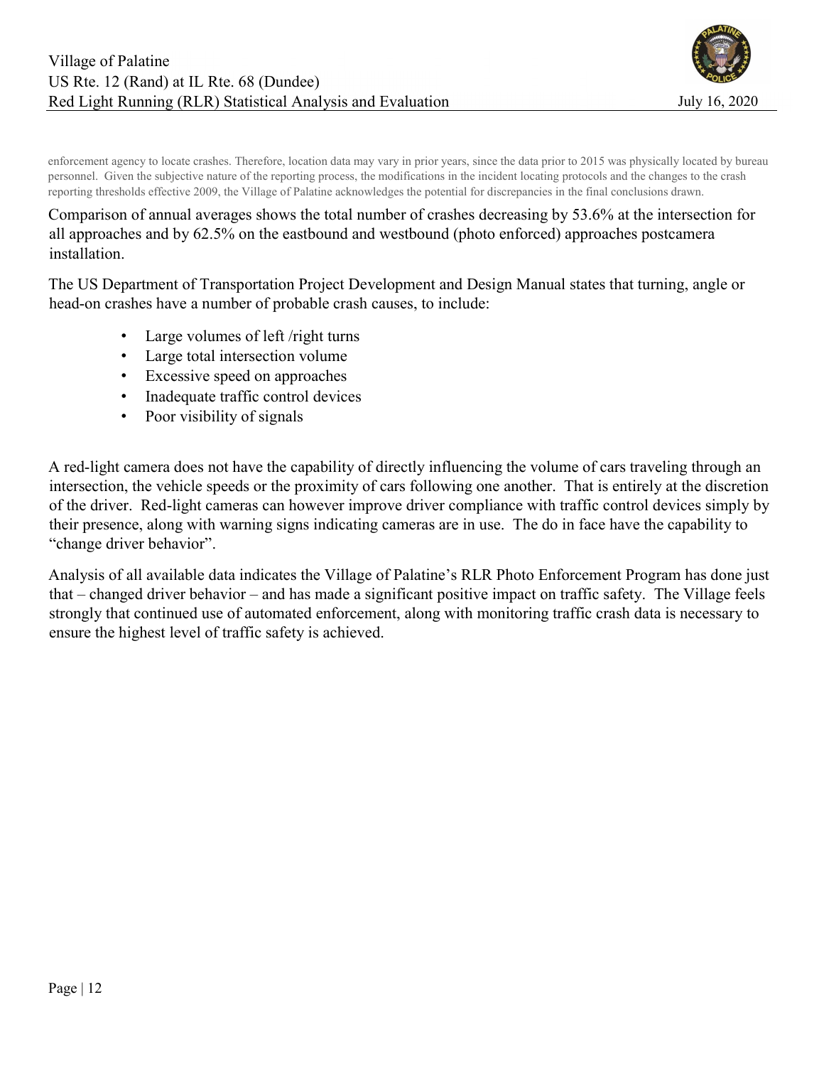enforcement agency to locate crashes. Therefore, location data may vary in prior years, since the data prior to 2015 was physically located by bureau personnel. Given the subjective nature of the reporting process, the modifications in the incident locating protocols and the changes to the crash reporting thresholds effective 2009, the Village of Palatine acknowledges the potential for discrepancies in the final conclusions drawn.

Comparison of annual averages shows the total number of crashes decreasing by 53.6% at the intersection for all approaches and by 62.5% on the eastbound and westbound (photo enforced) approaches postcamera installation.

The US Department of Transportation Project Development and Design Manual states that turning, angle or head-on crashes have a number of probable crash causes, to include:

- Large volumes of left /right turns
- Large total intersection volume
- Excessive speed on approaches
- Inadequate traffic control devices
- Poor visibility of signals

A red-light camera does not have the capability of directly influencing the volume of cars traveling through an intersection, the vehicle speeds or the proximity of cars following one another. That is entirely at the discretion of the driver. Red-light cameras can however improve driver compliance with traffic control devices simply by their presence, along with warning signs indicating cameras are in use. The do in face have the capability to "change driver behavior".

Analysis of all available data indicates the Village of Palatine's RLR Photo Enforcement Program has done just that – changed driver behavior – and has made a significant positive impact on traffic safety. The Village feels strongly that continued use of automated enforcement, along with monitoring traffic crash data is necessary to ensure the highest level of traffic safety is achieved.